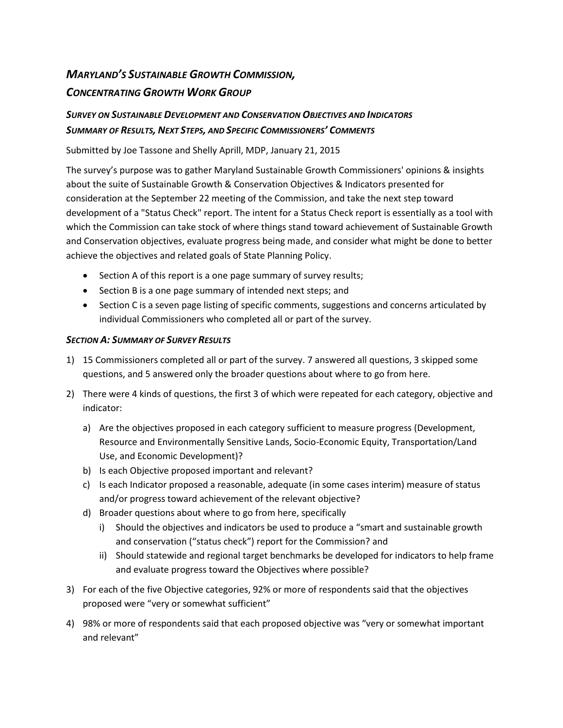# *MARYLAND'S SUSTAINABLE GROWTH COMMISSION, CONCENTRATING GROWTH WORK GROUP*

## *SURVEY ON SUSTAINABLE DEVELOPMENT AND CONSERVATION OBJECTIVES AND INDICATORS SUMMARY OF RESULTS, NEXT STEPS, AND SPECIFIC COMMISSIONERS' COMMENTS*

Submitted by Joe Tassone and Shelly Aprill, MDP, January 21, 2015

The survey's purpose was to gather Maryland Sustainable Growth Commissioners' opinions & insights about the suite of Sustainable Growth & Conservation Objectives & Indicators presented for consideration at the September 22 meeting of the Commission, and take the next step toward development of a "Status Check" report. The intent for a Status Check report is essentially as a tool with which the Commission can take stock of where things stand toward achievement of Sustainable Growth and Conservation objectives, evaluate progress being made, and consider what might be done to better achieve the objectives and related goals of State Planning Policy.

- Section A of this report is a one page summary of survey results;
- Section B is a one page summary of intended next steps; and
- Section C is a seven page listing of specific comments, suggestions and concerns articulated by individual Commissioners who completed all or part of the survey.

### *SECTION A: SUMMARY OF SURVEY RESULTS*

1) 15 Commissioners completed all or part of the survey. 7 answered all questions, 3 skipped some questions, and 5 answered only the broader questions about where to go from here.
2) There were 4 kinds of questions, the first 3 of which were repeated for each category, objective and indicator:
   a) Are the objectives proposed in each category sufficient to measure progress (Development, Resource and Environmentally Sensitive Lands, Socio-Economic Equity, Transportation/Land Use, and Economic Development)?
   b) Is each Objective proposed important and relevant?
   c) Is each Indicator proposed a reasonable, adequate (in some cases interim) measure of status and/or progress toward achievement of the relevant objective?
   d) Broader questions about where to go from here, specifically
      i) Should the objectives and indicators be used to produce a "smart and sustainable growth and conservation ("status check") report for the Commission? and
      ii) Should statewide and regional target benchmarks be developed for indicators to help frame and evaluate progress toward the Objectives where possible?
3) For each of the five Objective categories, 92% or more of respondents said that the objectives proposed were "very or somewhat sufficient"
4) 98% or more of respondents said that each proposed objective was "very or somewhat important and relevant"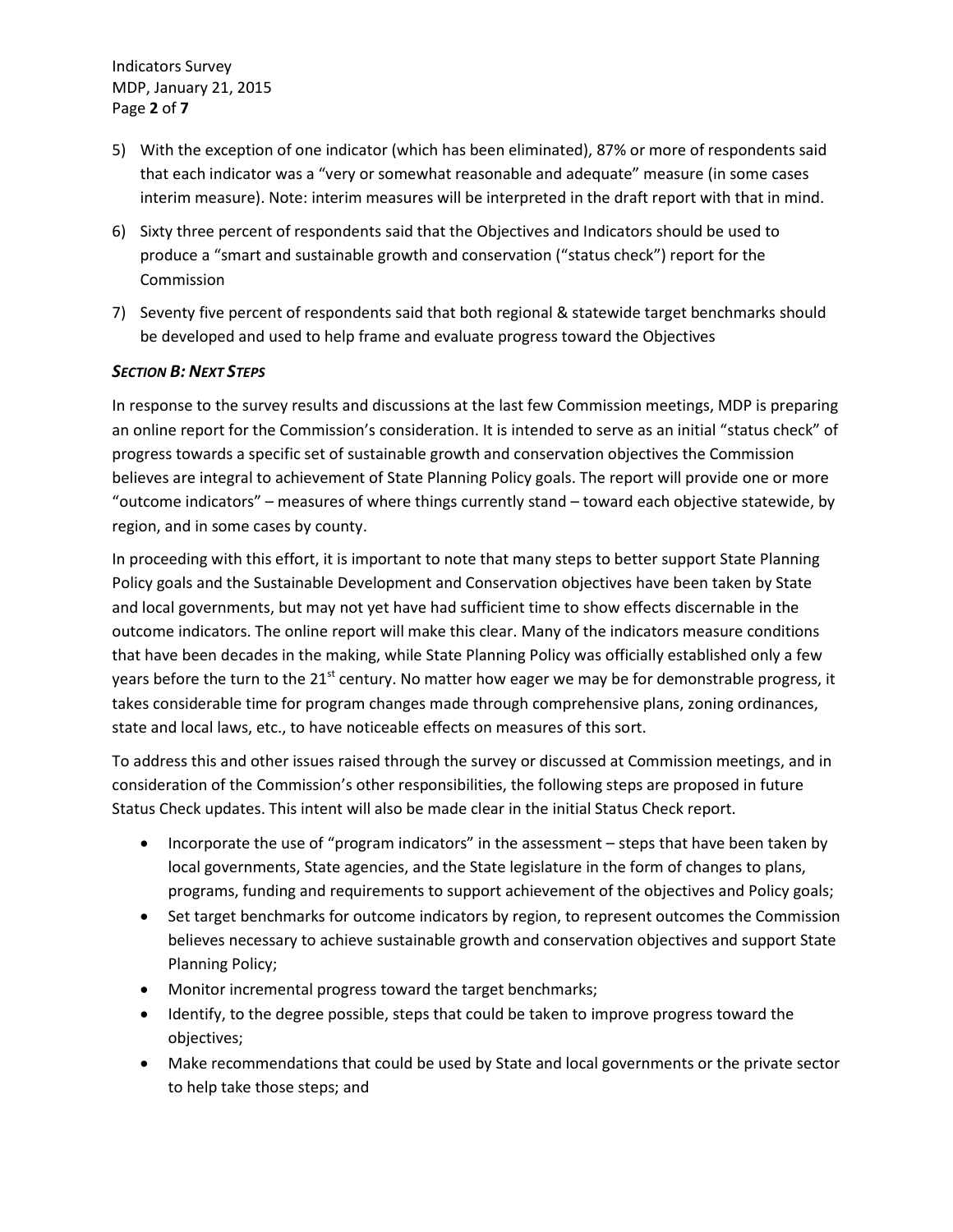5) With the exception of one indicator (which has been eliminated), 87% or more of respondents said that each indicator was a "very or somewhat reasonable and adequate" measure (in some cases interim measure). Note: interim measures will be interpreted in the draft report with that in mind.
6) Sixty three percent of respondents said that the Objectives and Indicators should be used to produce a "smart and sustainable growth and conservation ("status check") report for the Commission
7) Seventy five percent of respondents said that both regional & statewide target benchmarks should be developed and used to help frame and evaluate progress toward the Objectives

### *SECTION B: NEXT STEPS*

In response to the survey results and discussions at the last few Commission meetings, MDP is preparing an online report for the Commission's consideration. It is intended to serve as an initial "status check" of progress towards a specific set of sustainable growth and conservation objectives the Commission believes are integral to achievement of State Planning Policy goals. The report will provide one or more "outcome indicators" – measures of where things currently stand – toward each objective statewide, by region, and in some cases by county.

In proceeding with this effort, it is important to note that many steps to better support State Planning Policy goals and the Sustainable Development and Conservation objectives have been taken by State and local governments, but may not yet have had sufficient time to show effects discernable in the outcome indicators. The online report will make this clear. Many of the indicators measure conditions that have been decades in the making, while State Planning Policy was officially established only a few years before the turn to the 21st century. No matter how eager we may be for demonstrable progress, it takes considerable time for program changes made through comprehensive plans, zoning ordinances, state and local laws, etc., to have noticeable effects on measures of this sort.

To address this and other issues raised through the survey or discussed at Commission meetings, and in consideration of the Commission's other responsibilities, the following steps are proposed in future Status Check updates. This intent will also be made clear in the initial Status Check report.

- Incorporate the use of "program indicators" in the assessment – steps that have been taken by local governments, State agencies, and the State legislature in the form of changes to plans, programs, funding and requirements to support achievement of the objectives and Policy goals;
- Set target benchmarks for outcome indicators by region, to represent outcomes the Commission believes necessary to achieve sustainable growth and conservation objectives and support State Planning Policy;
- Monitor incremental progress toward the target benchmarks;
- Identify, to the degree possible, steps that could be taken to improve progress toward the objectives;
- Make recommendations that could be used by State and local governments or the private sector to help take those steps; and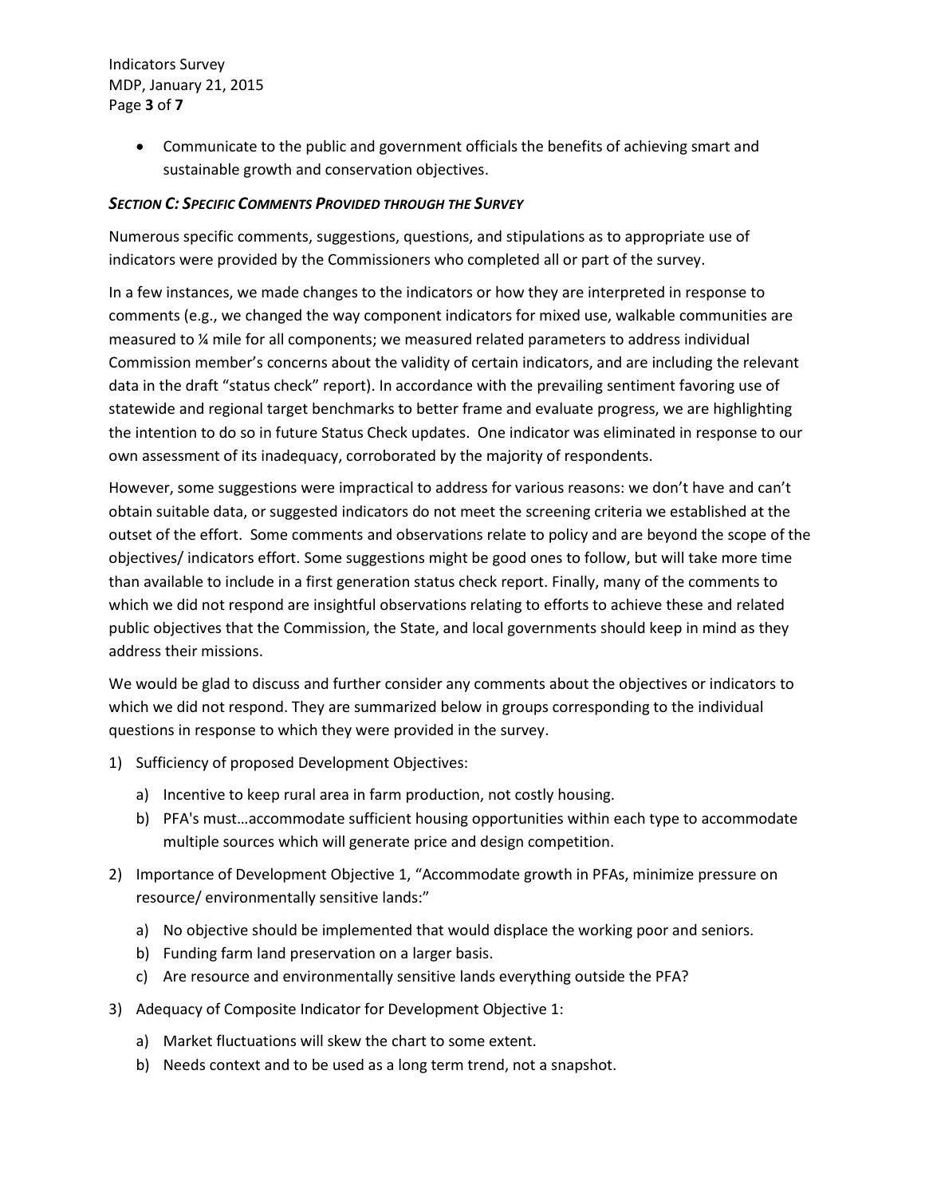- Communicate to the public and government officials the benefits of achieving smart and sustainable growth and conservation objectives.

***SECTION C: SPECIFIC COMMENTS PROVIDED THROUGH THE SURVEY***

Numerous specific comments, suggestions, questions, and stipulations as to appropriate use of indicators were provided by the Commissioners who completed all or part of the survey.

In a few instances, we made changes to the indicators or how they are interpreted in response to comments (e.g., we changed the way component indicators for mixed use, walkable communities are measured to ¼ mile for all components; we measured related parameters to address individual Commission member's concerns about the validity of certain indicators, and are including the relevant data in the draft "status check" report). In accordance with the prevailing sentiment favoring use of statewide and regional target benchmarks to better frame and evaluate progress, we are highlighting the intention to do so in future Status Check updates. One indicator was eliminated in response to our own assessment of its inadequacy, corroborated by the majority of respondents.

However, some suggestions were impractical to address for various reasons: we don't have and can't obtain suitable data, or suggested indicators do not meet the screening criteria we established at the outset of the effort. Some comments and observations relate to policy and are beyond the scope of the objectives/ indicators effort. Some suggestions might be good ones to follow, but will take more time than available to include in a first generation status check report. Finally, many of the comments to which we did not respond are insightful observations relating to efforts to achieve these and related public objectives that the Commission, the State, and local governments should keep in mind as they address their missions.

We would be glad to discuss and further consider any comments about the objectives or indicators to which we did not respond. They are summarized below in groups corresponding to the individual questions in response to which they were provided in the survey.

1) Sufficiency of proposed Development Objectives:
   a) Incentive to keep rural area in farm production, not costly housing.
   b) PFA's must…accommodate sufficient housing opportunities within each type to accommodate multiple sources which will generate price and design competition.
2) Importance of Development Objective 1, "Accommodate growth in PFAs, minimize pressure on resource/ environmentally sensitive lands:"
   a) No objective should be implemented that would displace the working poor and seniors.
   b) Funding farm land preservation on a larger basis.
   c) Are resource and environmentally sensitive lands everything outside the PFA?
3) Adequacy of Composite Indicator for Development Objective 1:
   a) Market fluctuations will skew the chart to some extent.
   b) Needs context and to be used as a long term trend, not a snapshot.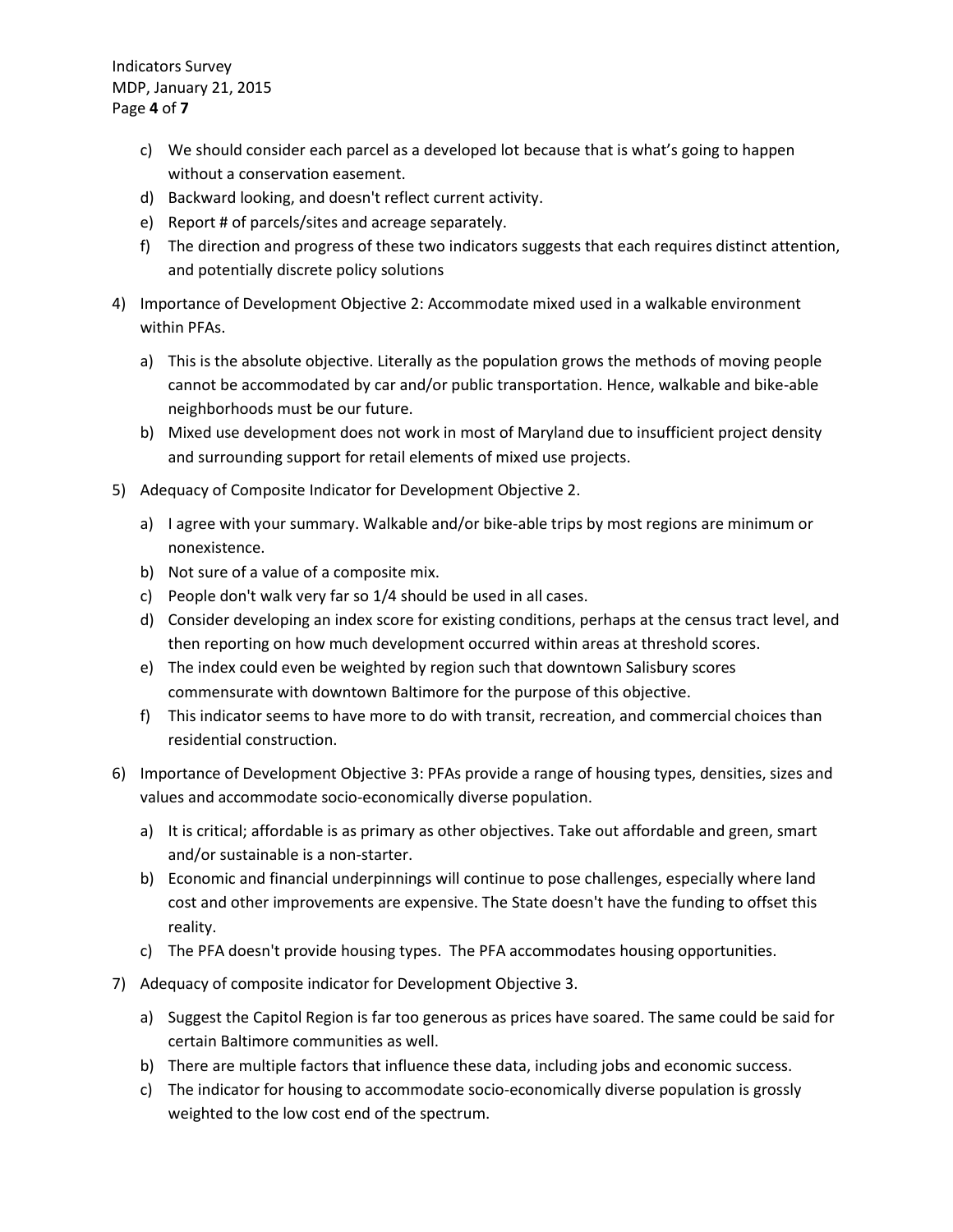c) We should consider each parcel as a developed lot because that is what's going to happen without a conservation easement.
d) Backward looking, and doesn't reflect current activity.
e) Report # of parcels/sites and acreage separately.
f) The direction and progress of these two indicators suggests that each requires distinct attention, and potentially discrete policy solutions

4) Importance of Development Objective 2: Accommodate mixed used in a walkable environment within PFAs.

   a) This is the absolute objective. Literally as the population grows the methods of moving people cannot be accommodated by car and/or public transportation. Hence, walkable and bike-able neighborhoods must be our future.
   b) Mixed use development does not work in most of Maryland due to insufficient project density and surrounding support for retail elements of mixed use projects.

5) Adequacy of Composite Indicator for Development Objective 2.

   a) I agree with your summary. Walkable and/or bike-able trips by most regions are minimum or nonexistence.
   b) Not sure of a value of a composite mix.
   c) People don't walk very far so 1/4 should be used in all cases.
   d) Consider developing an index score for existing conditions, perhaps at the census tract level, and then reporting on how much development occurred within areas at threshold scores.
   e) The index could even be weighted by region such that downtown Salisbury scores commensurate with downtown Baltimore for the purpose of this objective.
   f) This indicator seems to have more to do with transit, recreation, and commercial choices than residential construction.

6) Importance of Development Objective 3: PFAs provide a range of housing types, densities, sizes and values and accommodate socio-economically diverse population.

   a) It is critical; affordable is as primary as other objectives. Take out affordable and green, smart and/or sustainable is a non-starter.
   b) Economic and financial underpinnings will continue to pose challenges, especially where land cost and other improvements are expensive. The State doesn't have the funding to offset this reality.
   c) The PFA doesn't provide housing types. The PFA accommodates housing opportunities.

7) Adequacy of composite indicator for Development Objective 3.

   a) Suggest the Capitol Region is far too generous as prices have soared. The same could be said for certain Baltimore communities as well.
   b) There are multiple factors that influence these data, including jobs and economic success.
   c) The indicator for housing to accommodate socio-economically diverse population is grossly weighted to the low cost end of the spectrum.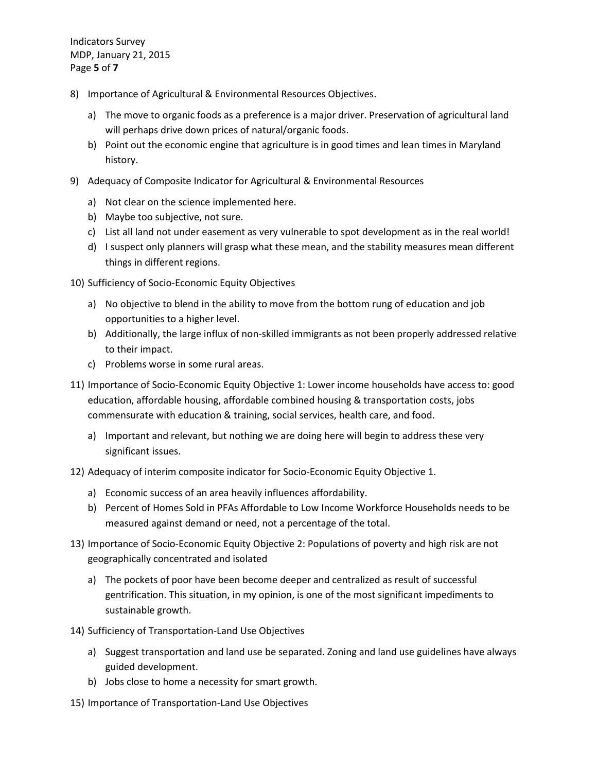8) Importance of Agricultural & Environmental Resources Objectives.

   a) The move to organic foods as a preference is a major driver. Preservation of agricultural land will perhaps drive down prices of natural/organic foods.
   b) Point out the economic engine that agriculture is in good times and lean times in Maryland history.

9) Adequacy of Composite Indicator for Agricultural & Environmental Resources

   a) Not clear on the science implemented here.
   b) Maybe too subjective, not sure.
   c) List all land not under easement as very vulnerable to spot development as in the real world!
   d) I suspect only planners will grasp what these mean, and the stability measures mean different things in different regions.

10) Sufficiency of Socio-Economic Equity Objectives

   a) No objective to blend in the ability to move from the bottom rung of education and job opportunities to a higher level.
   b) Additionally, the large influx of non-skilled immigrants as not been properly addressed relative to their impact.
   c) Problems worse in some rural areas.

11) Importance of Socio-Economic Equity Objective 1: Lower income households have access to: good education, affordable housing, affordable combined housing & transportation costs, jobs commensurate with education & training, social services, health care, and food.

   a) Important and relevant, but nothing we are doing here will begin to address these very significant issues.

12) Adequacy of interim composite indicator for Socio-Economic Equity Objective 1.

   a) Economic success of an area heavily influences affordability.
   b) Percent of Homes Sold in PFAs Affordable to Low Income Workforce Households needs to be measured against demand or need, not a percentage of the total.

13) Importance of Socio-Economic Equity Objective 2: Populations of poverty and high risk are not geographically concentrated and isolated

   a) The pockets of poor have been become deeper and centralized as result of successful gentrification. This situation, in my opinion, is one of the most significant impediments to sustainable growth.

14) Sufficiency of Transportation-Land Use Objectives

   a) Suggest transportation and land use be separated. Zoning and land use guidelines have always guided development.
   b) Jobs close to home a necessity for smart growth.

15) Importance of Transportation-Land Use Objectives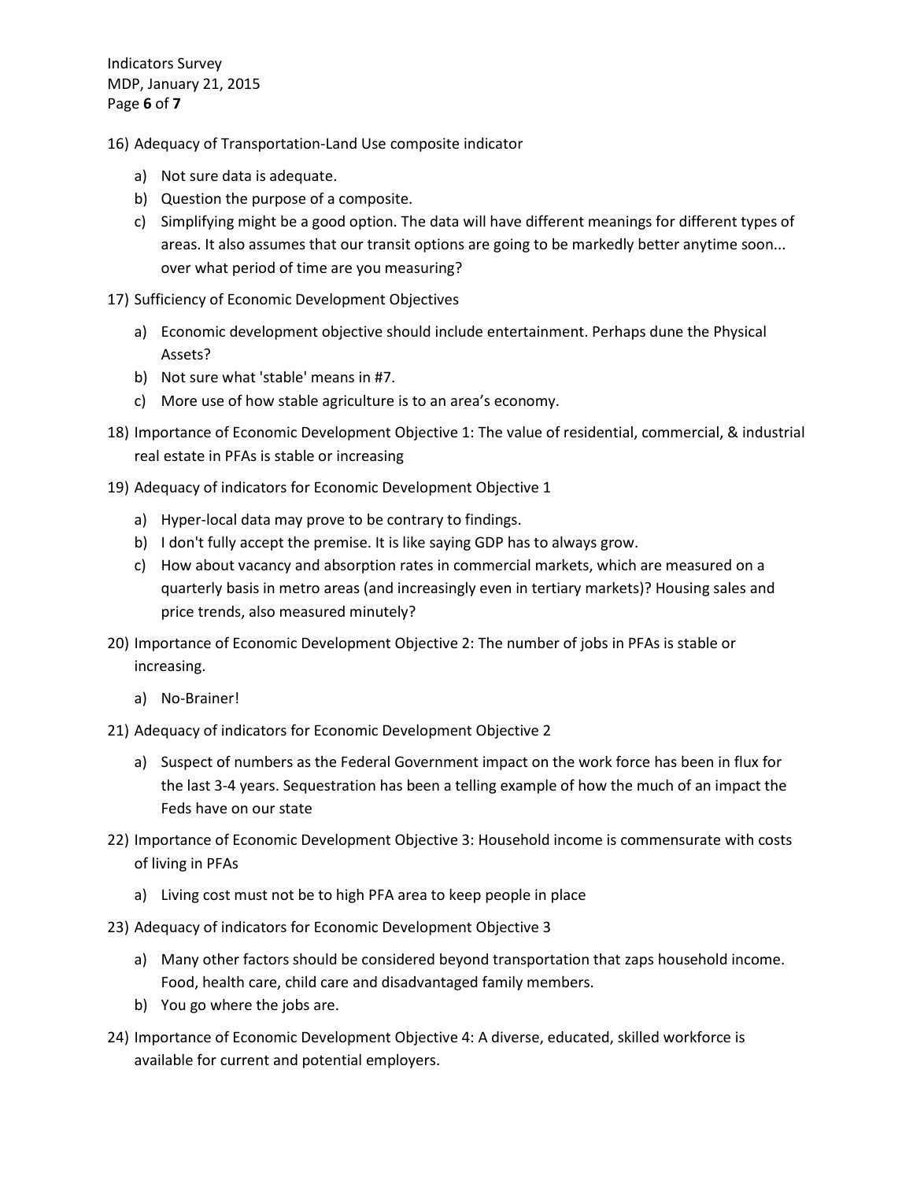16) Adequacy of Transportation-Land Use composite indicator

   a) Not sure data is adequate.
   b) Question the purpose of a composite.
   c) Simplifying might be a good option. The data will have different meanings for different types of areas. It also assumes that our transit options are going to be markedly better anytime soon... over what period of time are you measuring?

17) Sufficiency of Economic Development Objectives

   a) Economic development objective should include entertainment. Perhaps dune the Physical Assets?
   b) Not sure what 'stable' means in #7.
   c) More use of how stable agriculture is to an area's economy.

18) Importance of Economic Development Objective 1: The value of residential, commercial, & industrial real estate in PFAs is stable or increasing

19) Adequacy of indicators for Economic Development Objective 1

   a) Hyper-local data may prove to be contrary to findings.
   b) I don't fully accept the premise. It is like saying GDP has to always grow.
   c) How about vacancy and absorption rates in commercial markets, which are measured on a quarterly basis in metro areas (and increasingly even in tertiary markets)? Housing sales and price trends, also measured minutely?

20) Importance of Economic Development Objective 2: The number of jobs in PFAs is stable or increasing.

   a) No-Brainer!

21) Adequacy of indicators for Economic Development Objective 2

   a) Suspect of numbers as the Federal Government impact on the work force has been in flux for the last 3-4 years. Sequestration has been a telling example of how the much of an impact the Feds have on our state

22) Importance of Economic Development Objective 3: Household income is commensurate with costs of living in PFAs

   a) Living cost must not be to high PFA area to keep people in place

23) Adequacy of indicators for Economic Development Objective 3

   a) Many other factors should be considered beyond transportation that zaps household income. Food, health care, child care and disadvantaged family members.
   b) You go where the jobs are.

24) Importance of Economic Development Objective 4: A diverse, educated, skilled workforce is available for current and potential employers.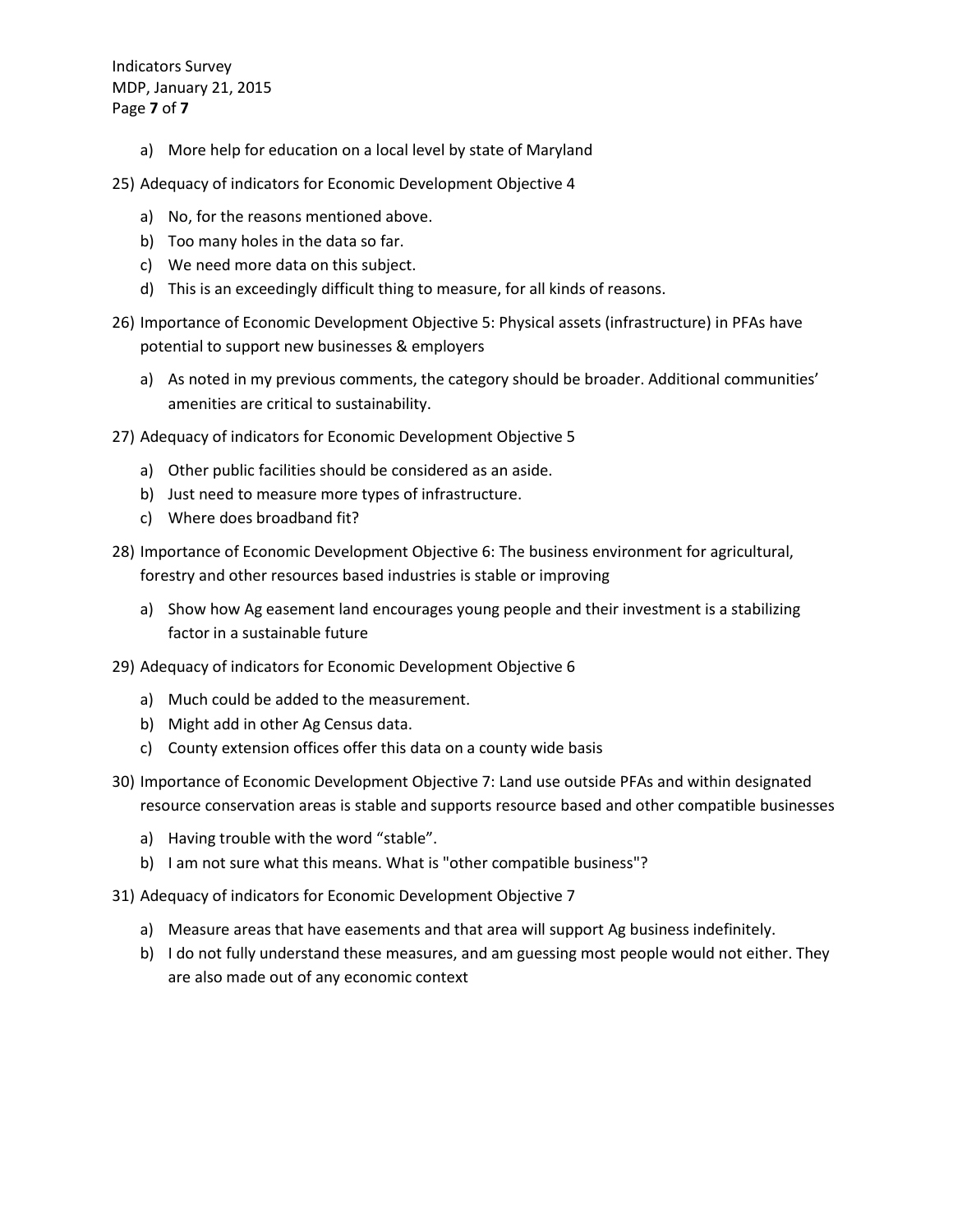a) More help for education on a local level by state of Maryland

25) Adequacy of indicators for Economic Development Objective 4

    a) No, for the reasons mentioned above.
    b) Too many holes in the data so far.
    c) We need more data on this subject.
    d) This is an exceedingly difficult thing to measure, for all kinds of reasons.

26) Importance of Economic Development Objective 5: Physical assets (infrastructure) in PFAs have potential to support new businesses & employers

    a) As noted in my previous comments, the category should be broader. Additional communities' amenities are critical to sustainability.

27) Adequacy of indicators for Economic Development Objective 5

    a) Other public facilities should be considered as an aside.
    b) Just need to measure more types of infrastructure.
    c) Where does broadband fit?

28) Importance of Economic Development Objective 6: The business environment for agricultural, forestry and other resources based industries is stable or improving

    a) Show how Ag easement land encourages young people and their investment is a stabilizing factor in a sustainable future

29) Adequacy of indicators for Economic Development Objective 6

    a) Much could be added to the measurement.
    b) Might add in other Ag Census data.
    c) County extension offices offer this data on a county wide basis

30) Importance of Economic Development Objective 7: Land use outside PFAs and within designated resource conservation areas is stable and supports resource based and other compatible businesses

    a) Having trouble with the word "stable".
    b) I am not sure what this means. What is "other compatible business"?

31) Adequacy of indicators for Economic Development Objective 7

    a) Measure areas that have easements and that area will support Ag business indefinitely.
    b) I do not fully understand these measures, and am guessing most people would not either. They are also made out of any economic context